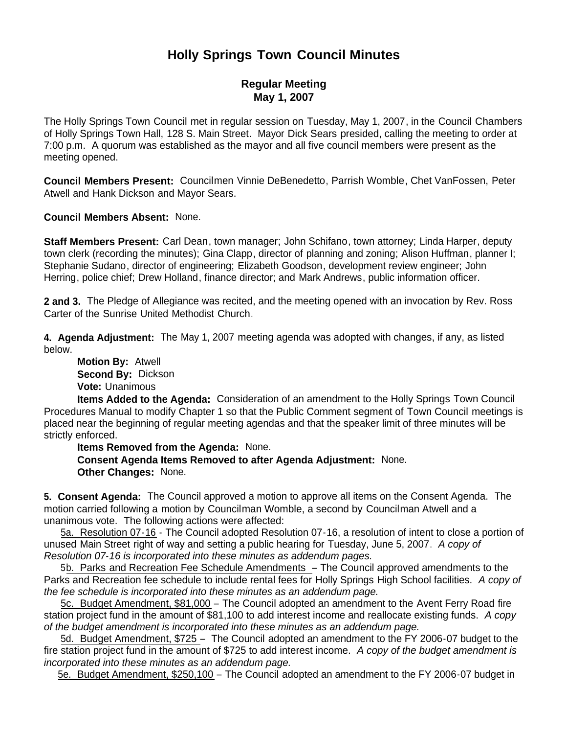# Holly Springs Town Council Minutes

## Regular Meeting
## May 1, 2007

The Holly Springs Town Council met in regular session on Tuesday, May 1, 2007, in the Council Chambers of Holly Springs Town Hall, 128 S. Main Street. Mayor Dick Sears presided, calling the meeting to order at 7:00 p.m. A quorum was established as the mayor and all five council members were present as the meeting opened.

**Council Members Present:** Councilmen Vinnie DeBenedetto, Parrish Womble, Chet VanFossen, Peter Atwell and Hank Dickson and Mayor Sears.

**Council Members Absent:** None.

**Staff Members Present:** Carl Dean, town manager; John Schifano, town attorney; Linda Harper, deputy town clerk (recording the minutes); Gina Clapp, director of planning and zoning; Alison Huffman, planner I; Stephanie Sudano, director of engineering; Elizabeth Goodson, development review engineer; John Herring, police chief; Drew Holland, finance director; and Mark Andrews, public information officer.

**2 and 3.** The Pledge of Allegiance was recited, and the meeting opened with an invocation by Rev. Ross Carter of the Sunrise United Methodist Church.

**4. Agenda Adjustment:** The May 1, 2007 meeting agenda was adopted with changes, if any, as listed below.

**Motion By:** Atwell
**Second By:** Dickson
**Vote:** Unanimous

**Items Added to the Agenda:** Consideration of an amendment to the Holly Springs Town Council Procedures Manual to modify Chapter 1 so that the Public Comment segment of Town Council meetings is placed near the beginning of regular meeting agendas and that the speaker limit of three minutes will be strictly enforced.

**Items Removed from the Agenda:** None.
**Consent Agenda Items Removed to after Agenda Adjustment:** None.
**Other Changes:** None.

**5. Consent Agenda:** The Council approved a motion to approve all items on the Consent Agenda. The motion carried following a motion by Councilman Womble, a second by Councilman Atwell and a unanimous vote. The following actions were affected:

5a. Resolution 07-16 - The Council adopted Resolution 07-16, a resolution of intent to close a portion of unused Main Street right of way and setting a public hearing for Tuesday, June 5, 2007. *A copy of Resolution 07-16 is incorporated into these minutes as addendum pages.*

5b. Parks and Recreation Fee Schedule Amendments – The Council approved amendments to the Parks and Recreation fee schedule to include rental fees for Holly Springs High School facilities. *A copy of the fee schedule is incorporated into these minutes as an addendum page.*

5c. Budget Amendment, $81,000 – The Council adopted an amendment to the Avent Ferry Road fire station project fund in the amount of $81,100 to add interest income and reallocate existing funds. *A copy of the budget amendment is incorporated into these minutes as an addendum page.*

5d. Budget Amendment, $725 – The Council adopted an amendment to the FY 2006-07 budget to the fire station project fund in the amount of $725 to add interest income. *A copy of the budget amendment is incorporated into these minutes as an addendum page.*

5e. Budget Amendment, $250,100 – The Council adopted an amendment to the FY 2006-07 budget in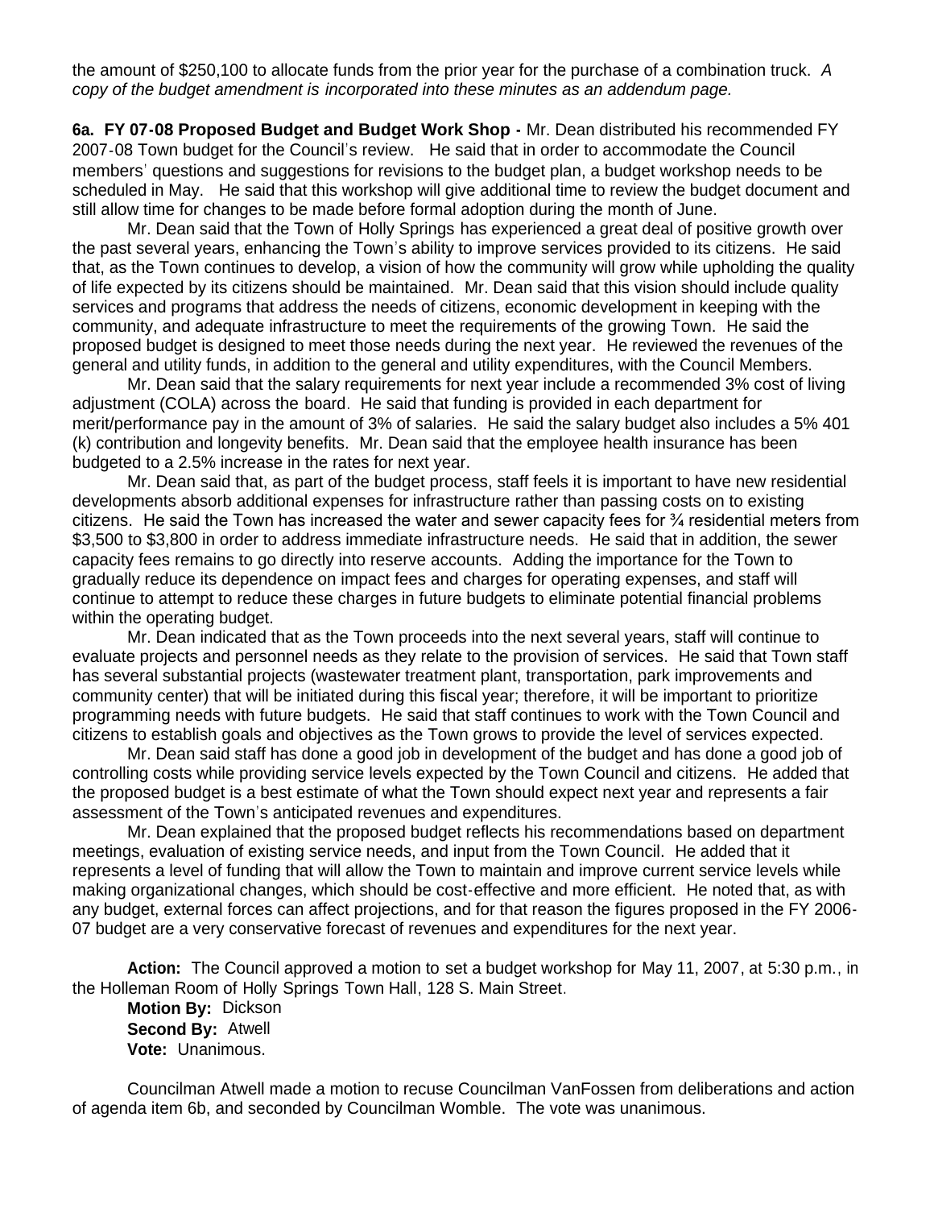the amount of $250,100 to allocate funds from the prior year for the purchase of a combination truck. *A copy of the budget amendment is incorporated into these minutes as an addendum page.*

**6a. FY 07-08 Proposed Budget and Budget Work Shop -** Mr. Dean distributed his recommended FY 2007-08 Town budget for the Council's review. He said that in order to accommodate the Council members' questions and suggestions for revisions to the budget plan, a budget workshop needs to be scheduled in May. He said that this workshop will give additional time to review the budget document and still allow time for changes to be made before formal adoption during the month of June.

Mr. Dean said that the Town of Holly Springs has experienced a great deal of positive growth over the past several years, enhancing the Town's ability to improve services provided to its citizens. He said that, as the Town continues to develop, a vision of how the community will grow while upholding the quality of life expected by its citizens should be maintained. Mr. Dean said that this vision should include quality services and programs that address the needs of citizens, economic development in keeping with the community, and adequate infrastructure to meet the requirements of the growing Town. He said the proposed budget is designed to meet those needs during the next year. He reviewed the revenues of the general and utility funds, in addition to the general and utility expenditures, with the Council Members.

Mr. Dean said that the salary requirements for next year include a recommended 3% cost of living adjustment (COLA) across the board. He said that funding is provided in each department for merit/performance pay in the amount of 3% of salaries. He said the salary budget also includes a 5% 401 (k) contribution and longevity benefits. Mr. Dean said that the employee health insurance has been budgeted to a 2.5% increase in the rates for next year.

Mr. Dean said that, as part of the budget process, staff feels it is important to have new residential developments absorb additional expenses for infrastructure rather than passing costs on to existing citizens. He said the Town has increased the water and sewer capacity fees for ¾ residential meters from $3,500 to $3,800 in order to address immediate infrastructure needs. He said that in addition, the sewer capacity fees remains to go directly into reserve accounts. Adding the importance for the Town to gradually reduce its dependence on impact fees and charges for operating expenses, and staff will continue to attempt to reduce these charges in future budgets to eliminate potential financial problems within the operating budget.

Mr. Dean indicated that as the Town proceeds into the next several years, staff will continue to evaluate projects and personnel needs as they relate to the provision of services. He said that Town staff has several substantial projects (wastewater treatment plant, transportation, park improvements and community center) that will be initiated during this fiscal year; therefore, it will be important to prioritize programming needs with future budgets. He said that staff continues to work with the Town Council and citizens to establish goals and objectives as the Town grows to provide the level of services expected.

Mr. Dean said staff has done a good job in development of the budget and has done a good job of controlling costs while providing service levels expected by the Town Council and citizens. He added that the proposed budget is a best estimate of what the Town should expect next year and represents a fair assessment of the Town's anticipated revenues and expenditures.

Mr. Dean explained that the proposed budget reflects his recommendations based on department meetings, evaluation of existing service needs, and input from the Town Council. He added that it represents a level of funding that will allow the Town to maintain and improve current service levels while making organizational changes, which should be cost-effective and more efficient. He noted that, as with any budget, external forces can affect projections, and for that reason the figures proposed in the FY 2006-07 budget are a very conservative forecast of revenues and expenditures for the next year.

**Action:** The Council approved a motion to set a budget workshop for May 11, 2007, at 5:30 p.m., in the Holleman Room of Holly Springs Town Hall, 128 S. Main Street.

**Motion By:** Dickson
**Second By:** Atwell
**Vote:** Unanimous.

Councilman Atwell made a motion to recuse Councilman VanFossen from deliberations and action of agenda item 6b, and seconded by Councilman Womble. The vote was unanimous.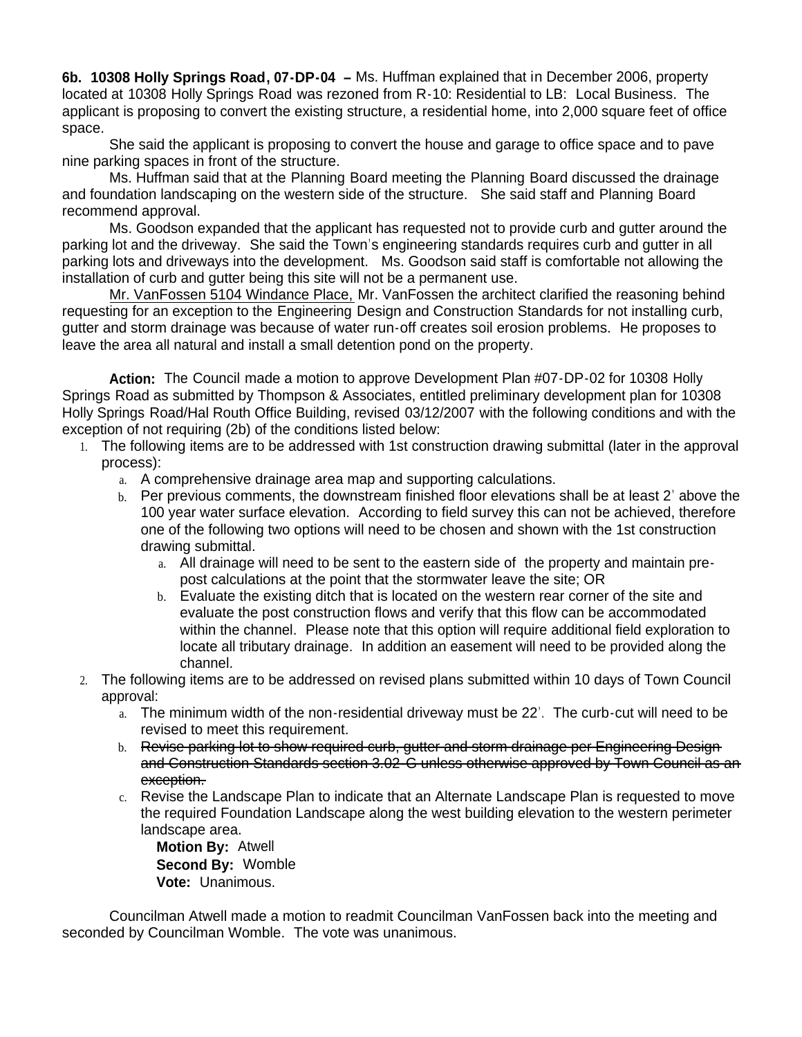**6b. 10308 Holly Springs Road, 07-DP-04 –** Ms. Huffman explained that in December 2006, property located at 10308 Holly Springs Road was rezoned from R-10: Residential to LB: Local Business. The applicant is proposing to convert the existing structure, a residential home, into 2,000 square feet of office space.

She said the applicant is proposing to convert the house and garage to office space and to pave nine parking spaces in front of the structure.

Ms. Huffman said that at the Planning Board meeting the Planning Board discussed the drainage and foundation landscaping on the western side of the structure. She said staff and Planning Board recommend approval.

Ms. Goodson expanded that the applicant has requested not to provide curb and gutter around the parking lot and the driveway. She said the Town's engineering standards requires curb and gutter in all parking lots and driveways into the development. Ms. Goodson said staff is comfortable not allowing the installation of curb and gutter being this site will not be a permanent use.

<u>Mr. VanFossen 5104 Windance Place,</u> Mr. VanFossen the architect clarified the reasoning behind requesting for an exception to the Engineering Design and Construction Standards for not installing curb, gutter and storm drainage was because of water run-off creates soil erosion problems. He proposes to leave the area all natural and install a small detention pond on the property.

**Action:** The Council made a motion to approve Development Plan #07-DP-02 for 10308 Holly Springs Road as submitted by Thompson & Associates, entitled preliminary development plan for 10308 Holly Springs Road/Hal Routh Office Building, revised 03/12/2007 with the following conditions and with the exception of not requiring (2b) of the conditions listed below:

1. The following items are to be addressed with 1st construction drawing submittal (later in the approval process):
   a. A comprehensive drainage area map and supporting calculations.
   b. Per previous comments, the downstream finished floor elevations shall be at least 2' above the 100 year water surface elevation. According to field survey this can not be achieved, therefore one of the following two options will need to be chosen and shown with the 1st construction drawing submittal.
      a. All drainage will need to be sent to the eastern side of the property and maintain pre-post calculations at the point that the stormwater leave the site; OR
      b. Evaluate the existing ditch that is located on the western rear corner of the site and evaluate the post construction flows and verify that this flow can be accommodated within the channel. Please note that this option will require additional field exploration to locate all tributary drainage. In addition an easement will need to be provided along the channel.
2. The following items are to be addressed on revised plans submitted within 10 days of Town Council approval:
   a. The minimum width of the non-residential driveway must be 22'. The curb-cut will need to be revised to meet this requirement.
   b. ~~Revise parking lot to show required curb, gutter and storm drainage per Engineering Design and Construction Standards section 3.02-G unless otherwise approved by Town Council as an exception.~~
   c. Revise the Landscape Plan to indicate that an Alternate Landscape Plan is requested to move the required Foundation Landscape along the west building elevation to the western perimeter landscape area.

      **Motion By:** Atwell
      **Second By:** Womble
      **Vote:** Unanimous.

Councilman Atwell made a motion to readmit Councilman VanFossen back into the meeting and seconded by Councilman Womble. The vote was unanimous.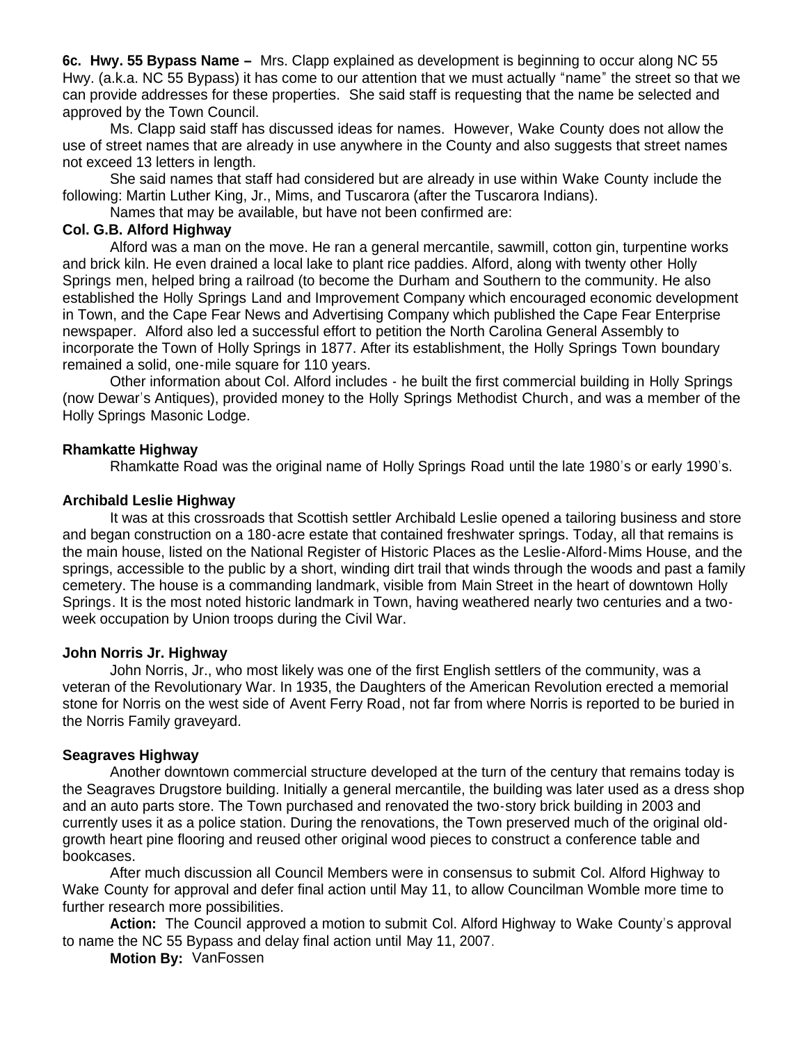**6c. Hwy. 55 Bypass Name –** Mrs. Clapp explained as development is beginning to occur along NC 55 Hwy. (a.k.a. NC 55 Bypass) it has come to our attention that we must actually "name" the street so that we can provide addresses for these properties. She said staff is requesting that the name be selected and approved by the Town Council.

Ms. Clapp said staff has discussed ideas for names. However, Wake County does not allow the use of street names that are already in use anywhere in the County and also suggests that street names not exceed 13 letters in length.

She said names that staff had considered but are already in use within Wake County include the following: Martin Luther King, Jr., Mims, and Tuscarora (after the Tuscarora Indians).

Names that may be available, but have not been confirmed are:

**Col. G.B. Alford Highway**

Alford was a man on the move. He ran a general mercantile, sawmill, cotton gin, turpentine works and brick kiln. He even drained a local lake to plant rice paddies. Alford, along with twenty other Holly Springs men, helped bring a railroad (to become the Durham and Southern to the community. He also established the Holly Springs Land and Improvement Company which encouraged economic development in Town, and the Cape Fear News and Advertising Company which published the Cape Fear Enterprise newspaper. Alford also led a successful effort to petition the North Carolina General Assembly to incorporate the Town of Holly Springs in 1877. After its establishment, the Holly Springs Town boundary remained a solid, one-mile square for 110 years.

Other information about Col. Alford includes - he built the first commercial building in Holly Springs (now Dewar's Antiques), provided money to the Holly Springs Methodist Church, and was a member of the Holly Springs Masonic Lodge.

**Rhamkatte Highway**

Rhamkatte Road was the original name of Holly Springs Road until the late 1980's or early 1990's.

**Archibald Leslie Highway**

It was at this crossroads that Scottish settler Archibald Leslie opened a tailoring business and store and began construction on a 180-acre estate that contained freshwater springs. Today, all that remains is the main house, listed on the National Register of Historic Places as the Leslie-Alford-Mims House, and the springs, accessible to the public by a short, winding dirt trail that winds through the woods and past a family cemetery. The house is a commanding landmark, visible from Main Street in the heart of downtown Holly Springs. It is the most noted historic landmark in Town, having weathered nearly two centuries and a two-week occupation by Union troops during the Civil War.

**John Norris Jr. Highway**

John Norris, Jr., who most likely was one of the first English settlers of the community, was a veteran of the Revolutionary War. In 1935, the Daughters of the American Revolution erected a memorial stone for Norris on the west side of Avent Ferry Road, not far from where Norris is reported to be buried in the Norris Family graveyard.

**Seagraves Highway**

Another downtown commercial structure developed at the turn of the century that remains today is the Seagraves Drugstore building. Initially a general mercantile, the building was later used as a dress shop and an auto parts store. The Town purchased and renovated the two-story brick building in 2003 and currently uses it as a police station. During the renovations, the Town preserved much of the original old-growth heart pine flooring and reused other original wood pieces to construct a conference table and bookcases.

After much discussion all Council Members were in consensus to submit Col. Alford Highway to Wake County for approval and defer final action until May 11, to allow Councilman Womble more time to further research more possibilities.

**Action:** The Council approved a motion to submit Col. Alford Highway to Wake County's approval to name the NC 55 Bypass and delay final action until May 11, 2007.

**Motion By:** VanFossen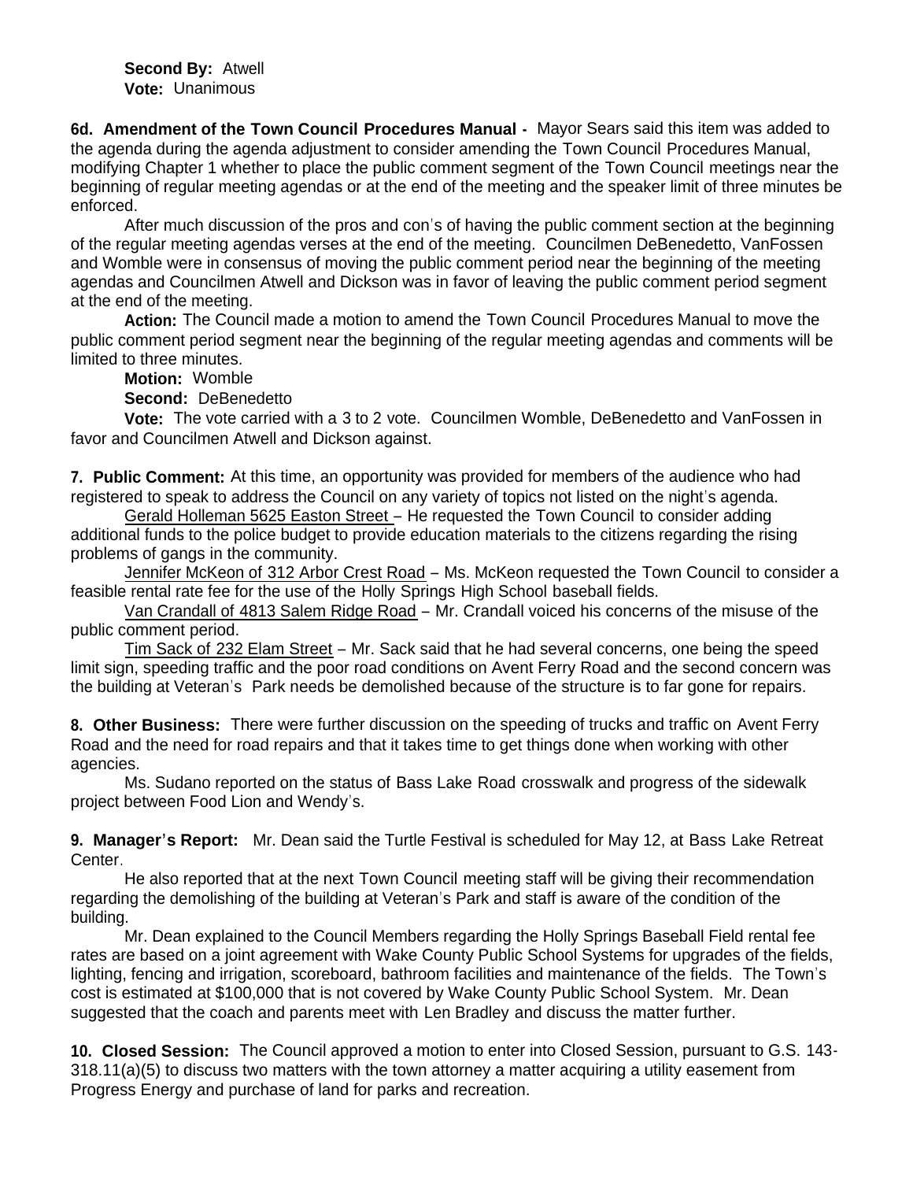**Second By:** Atwell
**Vote:** Unanimous

**6d. Amendment of the Town Council Procedures Manual -** Mayor Sears said this item was added to the agenda during the agenda adjustment to consider amending the Town Council Procedures Manual, modifying Chapter 1 whether to place the public comment segment of the Town Council meetings near the beginning of regular meeting agendas or at the end of the meeting and the speaker limit of three minutes be enforced.

After much discussion of the pros and con's of having the public comment section at the beginning of the regular meeting agendas verses at the end of the meeting. Councilmen DeBenedetto, VanFossen and Womble were in consensus of moving the public comment period near the beginning of the meeting agendas and Councilmen Atwell and Dickson was in favor of leaving the public comment period segment at the end of the meeting.

**Action:** The Council made a motion to amend the Town Council Procedures Manual to move the public comment period segment near the beginning of the regular meeting agendas and comments will be limited to three minutes.

**Motion:** Womble

**Second:** DeBenedetto

**Vote:** The vote carried with a 3 to 2 vote. Councilmen Womble, DeBenedetto and VanFossen in favor and Councilmen Atwell and Dickson against.

**7. Public Comment:** At this time, an opportunity was provided for members of the audience who had registered to speak to address the Council on any variety of topics not listed on the night's agenda.

Gerald Holleman 5625 Easton Street – He requested the Town Council to consider adding additional funds to the police budget to provide education materials to the citizens regarding the rising problems of gangs in the community.

Jennifer McKeon of 312 Arbor Crest Road – Ms. McKeon requested the Town Council to consider a feasible rental rate fee for the use of the Holly Springs High School baseball fields.

Van Crandall of 4813 Salem Ridge Road – Mr. Crandall voiced his concerns of the misuse of the public comment period.

Tim Sack of 232 Elam Street – Mr. Sack said that he had several concerns, one being the speed limit sign, speeding traffic and the poor road conditions on Avent Ferry Road and the second concern was the building at Veteran's Park needs be demolished because of the structure is to far gone for repairs.

**8. Other Business:** There were further discussion on the speeding of trucks and traffic on Avent Ferry Road and the need for road repairs and that it takes time to get things done when working with other agencies.

Ms. Sudano reported on the status of Bass Lake Road crosswalk and progress of the sidewalk project between Food Lion and Wendy's.

**9. Manager's Report:** Mr. Dean said the Turtle Festival is scheduled for May 12, at Bass Lake Retreat Center.

He also reported that at the next Town Council meeting staff will be giving their recommendation regarding the demolishing of the building at Veteran's Park and staff is aware of the condition of the building.

Mr. Dean explained to the Council Members regarding the Holly Springs Baseball Field rental fee rates are based on a joint agreement with Wake County Public School Systems for upgrades of the fields, lighting, fencing and irrigation, scoreboard, bathroom facilities and maintenance of the fields. The Town's cost is estimated at $100,000 that is not covered by Wake County Public School System. Mr. Dean suggested that the coach and parents meet with Len Bradley and discuss the matter further.

**10. Closed Session:** The Council approved a motion to enter into Closed Session, pursuant to G.S. 143-318.11(a)(5) to discuss two matters with the town attorney a matter acquiring a utility easement from Progress Energy and purchase of land for parks and recreation.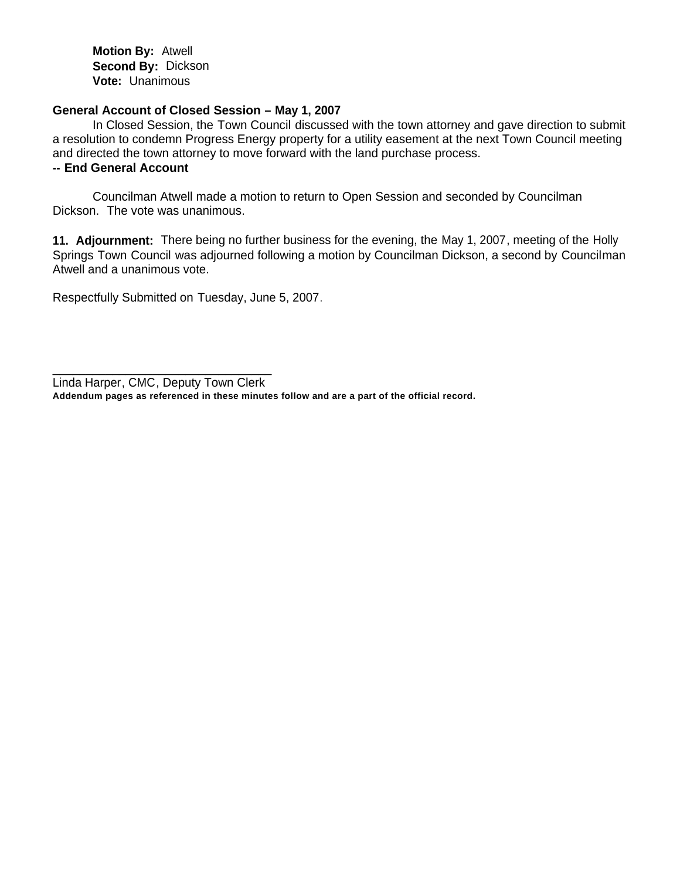**Motion By:** Atwell
**Second By:** Dickson
**Vote:** Unanimous

**General Account of Closed Session – May 1, 2007**

In Closed Session, the Town Council discussed with the town attorney and gave direction to submit a resolution to condemn Progress Energy property for a utility easement at the next Town Council meeting and directed the town attorney to move forward with the land purchase process.

**-- End General Account**

Councilman Atwell made a motion to return to Open Session and seconded by Councilman Dickson. The vote was unanimous.

**11. Adjournment:** There being no further business for the evening, the May 1, 2007, meeting of the Holly Springs Town Council was adjourned following a motion by Councilman Dickson, a second by Councilman Atwell and a unanimous vote.

Respectfully Submitted on Tuesday, June 5, 2007.

___________________________________
Linda Harper, CMC, Deputy Town Clerk

**Addendum pages as referenced in these minutes follow and are a part of the official record.**